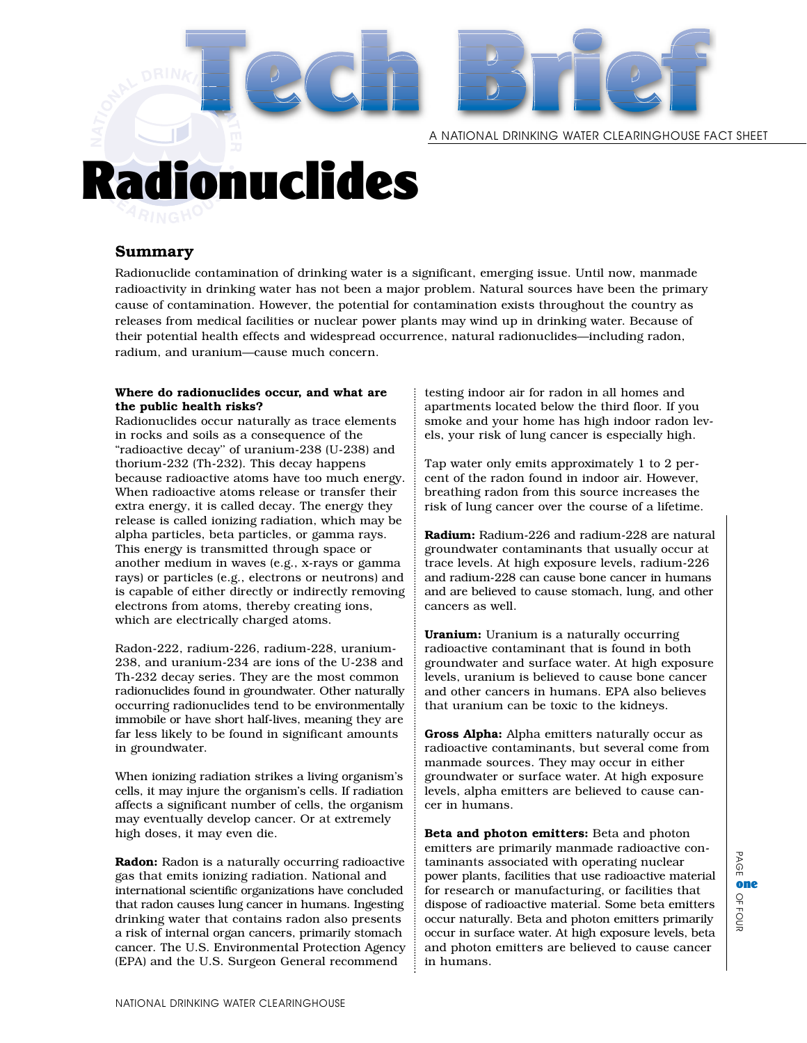# Tech Brief

A NATIONAL DRINKING WATER CLEARINGHOUSE FACT SHEET

# Radionuclides

## Summary

Radionuclide contamination of drinking water is a significant, emerging issue. Until now, manmade radioactivity in drinking water has not been a major problem. Natural sources have been the primary cause of contamination. However, the potential for contamination exists throughout the country as releases from medical facilities or nuclear power plants may wind up in drinking water. Because of their potential health effects and widespread occurrence, natural radionuclides—including radon, radium, and uranium—cause much concern.

**Where do radionuclides occur, and what are the public health risks?**

Radionuclides occur naturally as trace elements in rocks and soils as a consequence of the "radioactive decay" of uranium-238 (U-238) and thorium-232 (Th-232). This decay happens because radioactive atoms have too much energy. When radioactive atoms release or transfer their extra energy, it is called decay. The energy they release is called ionizing radiation, which may be alpha particles, beta particles, or gamma rays. This energy is transmitted through space or another medium in waves (e.g., x-rays or gamma rays) or particles (e.g., electrons or neutrons) and is capable of either directly or indirectly removing electrons from atoms, thereby creating ions, which are electrically charged atoms.

Radon-222, radium-226, radium-228, uranium-238, and uranium-234 are ions of the U-238 and Th-232 decay series. They are the most common radionuclides found in groundwater. Other naturally occurring radionuclides tend to be environmentally immobile or have short half-lives, meaning they are far less likely to be found in significant amounts in groundwater.

When ionizing radiation strikes a living organism's cells, it may injure the organism's cells. If radiation affects a significant number of cells, the organism may eventually develop cancer. Or at extremely high doses, it may even die.

**Radon:** Radon is a naturally occurring radioactive gas that emits ionizing radiation. National and international scientific organizations have concluded that radon causes lung cancer in humans. Ingesting drinking water that contains radon also presents a risk of internal organ cancers, primarily stomach cancer. The U.S. Environmental Protection Agency (EPA) and the U.S. Surgeon General recommend testing indoor air for radon in all homes and apartments located below the third floor. If you smoke and your home has high indoor radon levels, your risk of lung cancer is especially high.

Tap water only emits approximately 1 to 2 percent of the radon found in indoor air. However, breathing radon from this source increases the risk of lung cancer over the course of a lifetime.

**Radium:** Radium-226 and radium-228 are natural groundwater contaminants that usually occur at trace levels. At high exposure levels, radium-226 and radium-228 can cause bone cancer in humans and are believed to cause stomach, lung, and other cancers as well.

**Uranium:** Uranium is a naturally occurring radioactive contaminant that is found in both groundwater and surface water. At high exposure levels, uranium is believed to cause bone cancer and other cancers in humans. EPA also believes that uranium can be toxic to the kidneys.

**Gross Alpha:** Alpha emitters naturally occur as radioactive contaminants, but several come from manmade sources. They may occur in either groundwater or surface water. At high exposure levels, alpha emitters are believed to cause cancer in humans.

**Beta and photon emitters:** Beta and photon emitters are primarily manmade radioactive contaminants associated with operating nuclear power plants, facilities that use radioactive material for research or manufacturing, or facilities that dispose of radioactive material. Some beta emitters occur naturally. Beta and photon emitters primarily occur in surface water. At high exposure levels, beta and photon emitters are believed to cause cancer in humans.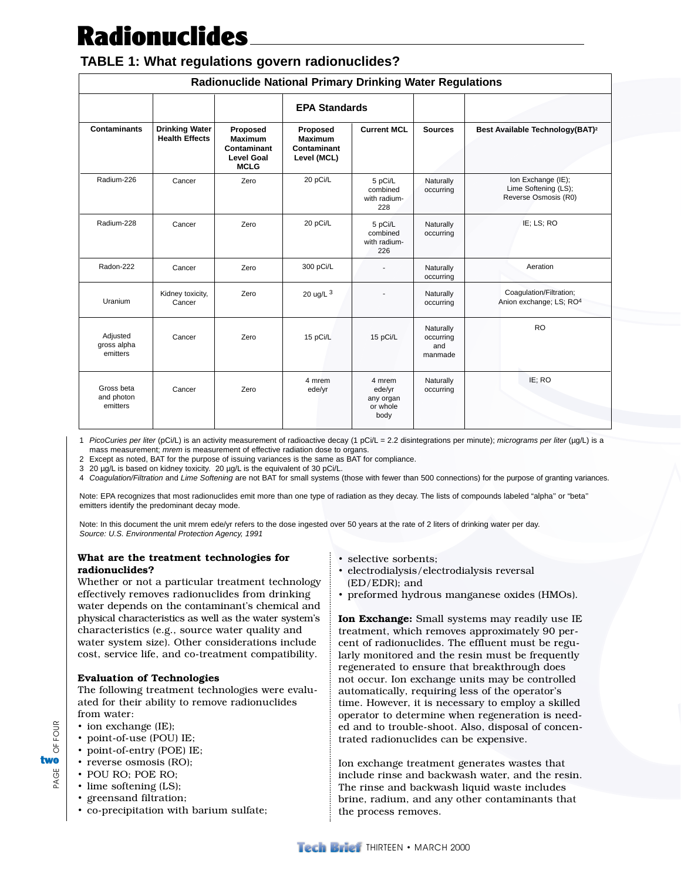# Radionuclides

## TABLE 1: What regulations govern radionuclides?

| Radionuclide National Primary Drinking Water Regulations | | | | | | |
|---|---|---|---|---|---|---|
| | | | EPA Standards | | | |
| **Contaminants** | **Drinking Water Health Effects** | **Proposed Maximum Contaminant Level Goal MCLG** | **Proposed Maximum Contaminant Level (MCL)** | **Current MCL** | **Sources** | **Best Available Technology(BAT)[2]** |
| Radium-226 | Cancer | Zero | 20 pCi/L | 5 pCi/L combined with radium-228 | Naturally occurring | Ion Exchange (IE); Lime Softening (LS); Reverse Osmosis (R0) |
| Radium-228 | Cancer | Zero | 20 pCi/L | 5 pCi/L combined with radium-226 | Naturally occurring | IE; LS; RO |
| Radon-222 | Cancer | Zero | 300 pCi/L | - | Naturally occurring | Aeration |
| Uranium | Kidney toxicity, Cancer | Zero | 20 ug/L [3] | - | Naturally occurring | Coagulation/Filtration; Anion exchange; LS; RO[4] |
| Adjusted gross alpha emitters | Cancer | Zero | 15 pCi/L | 15 pCi/L | Naturally occurring and manmade | RO |
| Gross beta and photon emitters | Cancer | Zero | 4 mrem ede/yr | 4 mrem ede/yr any organ or whole body | Naturally occurring | IE; RO |

1 *PicoCuries per liter* (pCi/L) is an activity measurement of radioactive decay (1 pCi/L = 2.2 disintegrations per minute); *micrograms per liter* (µg/L) is a mass measurement; *mrem* is measurement of effective radiation dose to organs.
2 Except as noted, BAT for the purpose of issuing variances is the same as BAT for compliance.
3 20 µg/L is based on kidney toxicity. 20 µg/L is the equivalent of 30 pCi/L.
4 *Coagulation/Filtration* and *Lime Softening* are not BAT for small systems (those with fewer than 500 connections) for the purpose of granting variances.

Note: EPA recognizes that most radionuclides emit more than one type of radiation as they decay. The lists of compounds labeled "alpha" or "beta" emitters identify the predominant decay mode.

Note: In this document the unit mrem ede/yr refers to the dose ingested over 50 years at the rate of 2 liters of drinking water per day.
*Source: U.S. Environmental Protection Agency, 1991*

### What are the treatment technologies for radionuclides?

Whether or not a particular treatment technology effectively removes radionuclides from drinking water depends on the contaminant's chemical and physical characteristics as well as the water system's characteristics (e.g., source water quality and water system size). Other considerations include cost, service life, and co-treatment compatibility.

### Evaluation of Technologies

The following treatment technologies were evaluated for their ability to remove radionuclides from water:

- ion exchange (IE);
- point-of-use (POU) IE;
- point-of-entry (POE) IE;
- reverse osmosis (RO);
- POU RO; POE RO;
- lime softening (LS);
- greensand filtration;
- co-precipitation with barium sulfate;
- selective sorbents;
- electrodialysis/electrodialysis reversal (ED/EDR); and
- preformed hydrous manganese oxides (HMOs).

**Ion Exchange:** Small systems may readily use IE treatment, which removes approximately 90 percent of radionuclides. The effluent must be regularly monitored and the resin must be frequently regenerated to ensure that breakthrough does not occur. Ion exchange units may be controlled automatically, requiring less of the operator's time. However, it is necessary to employ a skilled operator to determine when regeneration is needed and to trouble-shoot. Also, disposal of concentrated radionuclides can be expensive.

Ion exchange treatment generates wastes that include rinse and backwash water, and the resin. The rinse and backwash liquid waste includes brine, radium, and any other contaminants that the process removes.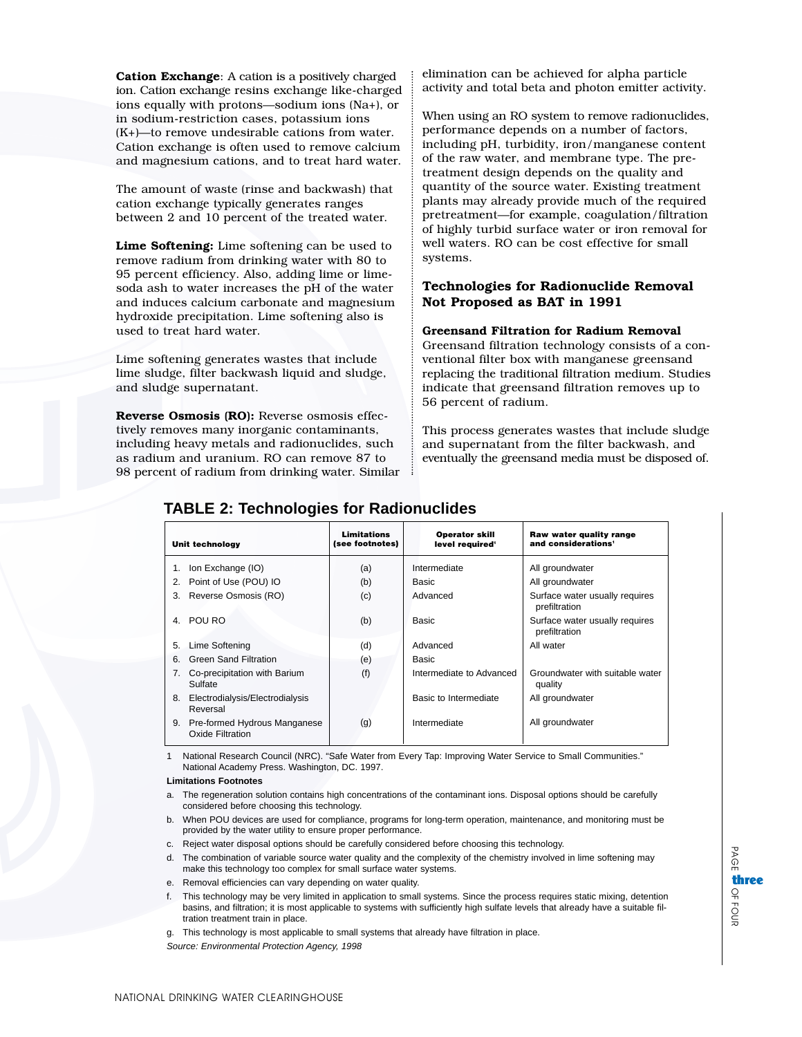**Cation Exchange**: A cation is a positively charged ion. Cation exchange resins exchange like-charged ions equally with protons—sodium ions (Na+), or in sodium-restriction cases, potassium ions (K+)—to remove undesirable cations from water. Cation exchange is often used to remove calcium and magnesium cations, and to treat hard water.

The amount of waste (rinse and backwash) that cation exchange typically generates ranges between 2 and 10 percent of the treated water.

**Lime Softening:** Lime softening can be used to remove radium from drinking water with 80 to 95 percent efficiency. Also, adding lime or lime-soda ash to water increases the pH of the water and induces calcium carbonate and magnesium hydroxide precipitation. Lime softening also is used to treat hard water.

Lime softening generates wastes that include lime sludge, filter backwash liquid and sludge, and sludge supernatant.

**Reverse Osmosis (RO):** Reverse osmosis effectively removes many inorganic contaminants, including heavy metals and radionuclides, such as radium and uranium. RO can remove 87 to 98 percent of radium from drinking water. Similar elimination can be achieved for alpha particle activity and total beta and photon emitter activity.

When using an RO system to remove radionuclides, performance depends on a number of factors, including pH, turbidity, iron/manganese content of the raw water, and membrane type. The pretreatment design depends on the quality and quantity of the source water. Existing treatment plants may already provide much of the required pretreatment—for example, coagulation/filtration of highly turbid surface water or iron removal for well waters. RO can be cost effective for small systems.

## Technologies for Radionuclide Removal Not Proposed as BAT in 1991

### Greensand Filtration for Radium Removal

Greensand filtration technology consists of a conventional filter box with manganese greensand replacing the traditional filtration medium. Studies indicate that greensand filtration removes up to 56 percent of radium.

This process generates wastes that include sludge and supernatant from the filter backwash, and eventually the greensand media must be disposed of.

## TABLE 2: Technologies for Radionuclides

| Unit technology | Limitations (see footnotes) | Operator skill level required[1] | Raw water quality range and considerations[1] |
|---|---|---|---|
| 1. Ion Exchange (IO) | (a) | Intermediate | All groundwater |
| 2. Point of Use (POU) IO | (b) | Basic | All groundwater |
| 3. Reverse Osmosis (RO) | (c) | Advanced | Surface water usually requires prefiltration |
| 4. POU RO | (b) | Basic | Surface water usually requires prefiltration |
| 5. Lime Softening | (d) | Advanced | All water |
| 6. Green Sand Filtration | (e) | Basic | |
| 7. Co-precipitation with Barium Sulfate | (f) | Intermediate to Advanced | Groundwater with suitable water quality |
| 8. Electrodialysis/Electrodialysis Reversal | | Basic to Intermediate | All groundwater |
| 9. Pre-formed Hydrous Manganese Oxide Filtration | (g) | Intermediate | All groundwater |

1 National Research Council (NRC). "Safe Water from Every Tap: Improving Water Service to Small Communities." National Academy Press. Washington, DC. 1997.

**Limitations Footnotes**

a. The regeneration solution contains high concentrations of the contaminant ions. Disposal options should be carefully considered before choosing this technology.

b. When POU devices are used for compliance, programs for long-term operation, maintenance, and monitoring must be provided by the water utility to ensure proper performance.

c. Reject water disposal options should be carefully considered before choosing this technology.

d. The combination of variable source water quality and the complexity of the chemistry involved in lime softening may make this technology too complex for small surface water systems.

e. Removal efficiencies can vary depending on water quality.

f. This technology may be very limited in application to small systems. Since the process requires static mixing, detention basins, and filtration; it is most applicable to systems with sufficiently high sulfate levels that already have a suitable filtration treatment train in place.

g. This technology is most applicable to small systems that already have filtration in place.

*Source: Environmental Protection Agency, 1998*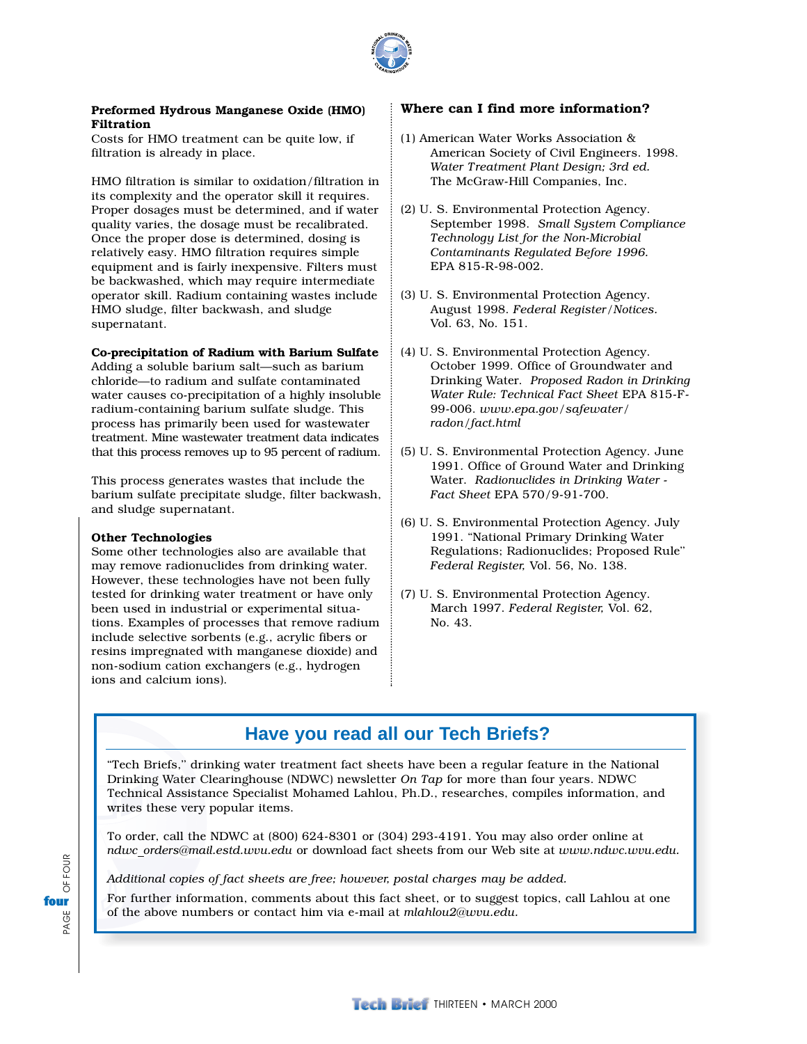**Preformed Hydrous Manganese Oxide (HMO) Filtration**

Costs for HMO treatment can be quite low, if filtration is already in place.

HMO filtration is similar to oxidation/filtration in its complexity and the operator skill it requires. Proper dosages must be determined, and if water quality varies, the dosage must be recalibrated. Once the proper dose is determined, dosing is relatively easy. HMO filtration requires simple equipment and is fairly inexpensive. Filters must be backwashed, which may require intermediate operator skill. Radium containing wastes include HMO sludge, filter backwash, and sludge supernatant.

**Co-precipitation of Radium with Barium Sulfate**

Adding a soluble barium salt—such as barium chloride—to radium and sulfate contaminated water causes co-precipitation of a highly insoluble radium-containing barium sulfate sludge. This process has primarily been used for wastewater treatment. Mine wastewater treatment data indicates that this process removes up to 95 percent of radium.

This process generates wastes that include the barium sulfate precipitate sludge, filter backwash, and sludge supernatant.

**Other Technologies**

Some other technologies also are available that may remove radionuclides from drinking water. However, these technologies have not been fully tested for drinking water treatment or have only been used in industrial or experimental situations. Examples of processes that remove radium include selective sorbents (e.g., acrylic fibers or resins impregnated with manganese dioxide) and non-sodium cation exchangers (e.g., hydrogen ions and calcium ions).

## Where can I find more information?

(1) American Water Works Association & American Society of Civil Engineers. 1998. *Water Treatment Plant Design; 3rd ed.* The McGraw-Hill Companies, Inc.

(2) U. S. Environmental Protection Agency. September 1998. *Small System Compliance Technology List for the Non-Microbial Contaminants Regulated Before 1996.* EPA 815-R-98-002.

(3) U. S. Environmental Protection Agency. August 1998. *Federal Register/Notices.* Vol. 63, No. 151.

(4) U. S. Environmental Protection Agency. October 1999. Office of Groundwater and Drinking Water. *Proposed Radon in Drinking Water Rule: Technical Fact Sheet* EPA 815-F-99-006. *www.epa.gov/safewater/radon/fact.html*

(5) U. S. Environmental Protection Agency. June 1991. Office of Ground Water and Drinking Water. *Radionuclides in Drinking Water - Fact Sheet* EPA 570/9-91-700.

(6) U. S. Environmental Protection Agency. July 1991. "National Primary Drinking Water Regulations; Radionuclides; Proposed Rule" *Federal Register,* Vol. 56, No. 138.

(7) U. S. Environmental Protection Agency. March 1997. *Federal Register,* Vol. 62, No. 43.

## Have you read all our Tech Briefs?

"Tech Briefs," drinking water treatment fact sheets have been a regular feature in the National Drinking Water Clearinghouse (NDWC) newsletter *On Tap* for more than four years. NDWC Technical Assistance Specialist Mohamed Lahlou, Ph.D., researches, compiles information, and writes these very popular items.

To order, call the NDWC at (800) 624-8301 or (304) 293-4191. You may also order online at *ndwc_orders@mail.estd.wvu.edu* or download fact sheets from our Web site at *www.ndwc.wvu.edu.*

*Additional copies of fact sheets are free; however, postal charges may be added.*

For further information, comments about this fact sheet, or to suggest topics, call Lahlou at one of the above numbers or contact him via e-mail at *mlahlou2@wvu.edu.*